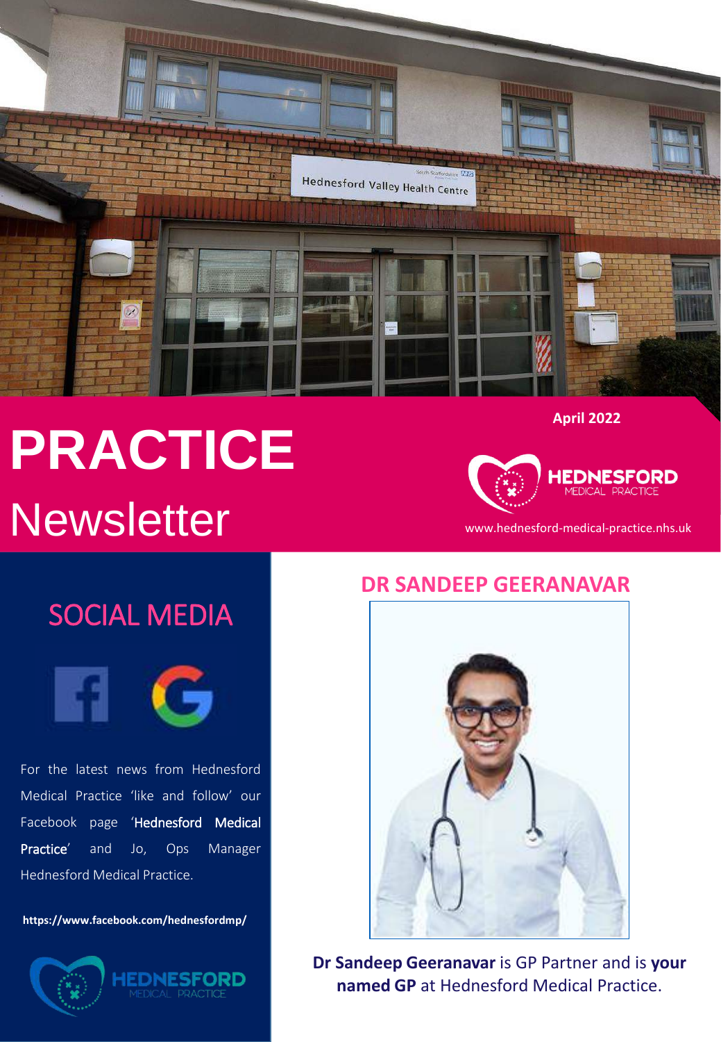# PRACTICE Newsletter

April 2022

HEDNESFORD MEDICAL PRACTICE

www.hednesford-medical-practice.nhs.uk

## SOCIAL MEDIA

For the latest news from Hednesford Medical Practice 'like and follow' our Facebook page 'Hednesford Medical Practice' and Jo, Ops Manager Hednesford Medical Practice.

**https://www.facebook.com/hednesfordmp/**

## DR SANDEEP GEERANAVAR

**Dr Sandeep Geeranavar** is GP Partner and is **your named GP** at Hednesford Medical Practice.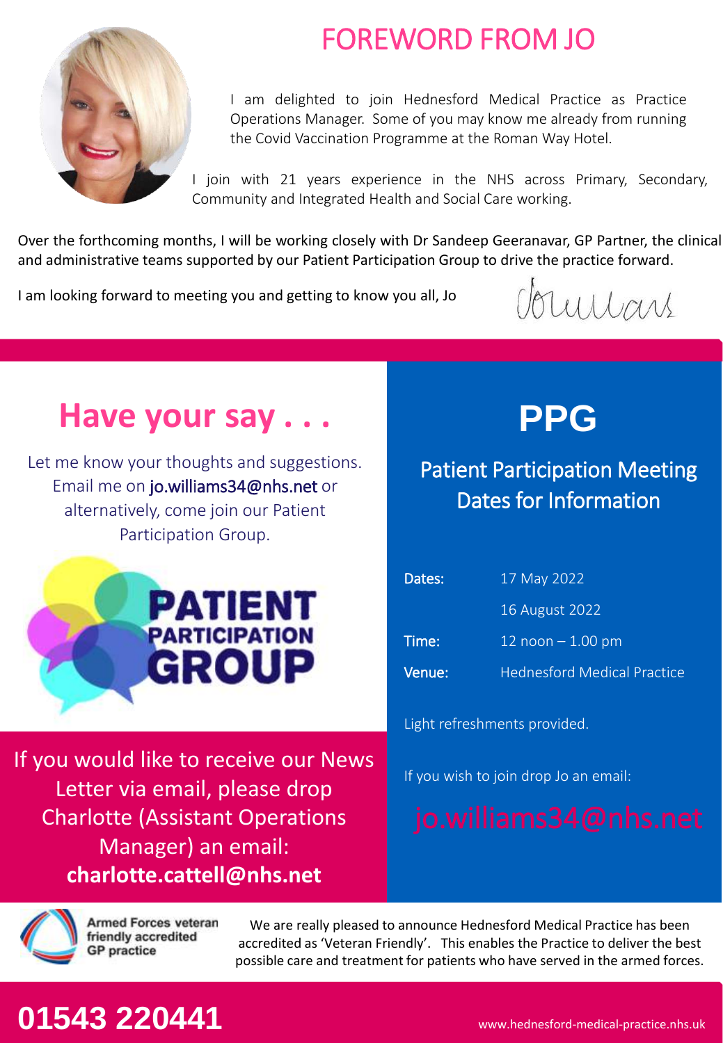# FOREWORD FROM JO

I am delighted to join Hednesford Medical Practice as Practice Operations Manager. Some of you may know me already from running the Covid Vaccination Programme at the Roman Way Hotel.

I join with 21 years experience in the NHS across Primary, Secondary, Community and Integrated Health and Social Care working.

Over the forthcoming months, I will be working closely with Dr Sandeep Geeranavar, GP Partner, the clinical and administrative teams supported by our Patient Participation Group to drive the practice forward.

I am looking forward to meeting you and getting to know you all, Jo

## Have your say . . .

Let me know your thoughts and suggestions. Email me on jo.williams34@nhs.net or alternatively, come join our Patient Participation Group.

PATIENT PARTICIPATION GROUP

If you would like to receive our News Letter via email, please drop Charlotte (Assistant Operations Manager) an email: **charlotte.cattell@nhs.net**

## PPG

### Patient Participation Meeting Dates for Information

| | |
|---|---|
| Dates: | 17 May 2022 |
| | 16 August 2022 |
| Time: | 12 noon – 1.00 pm |
| Venue: | Hednesford Medical Practice |

Light refreshments provided.

If you wish to join drop Jo an email:

jo.williams34@nhs.net

Armed Forces veteran friendly accredited GP practice

We are really pleased to announce Hednesford Medical Practice has been accredited as 'Veteran Friendly'. This enables the Practice to deliver the best possible care and treatment for patients who have served in the armed forces.

**01543 220441**

www.hednesford-medical-practice.nhs.uk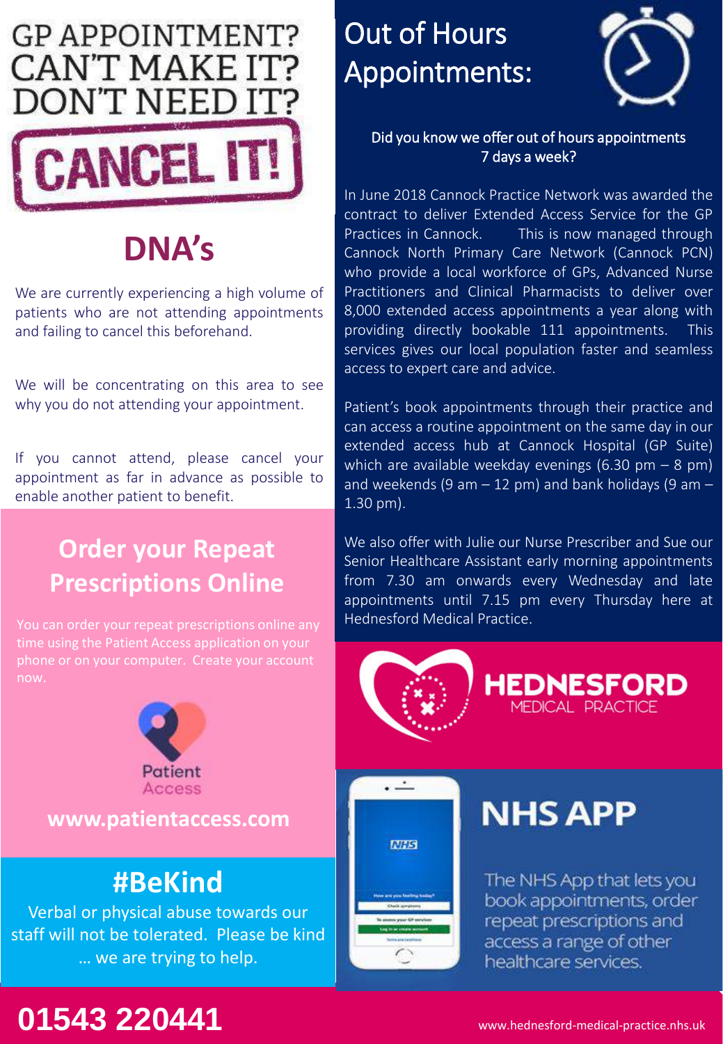# GP APPOINTMENT? CAN'T MAKE IT? DON'T NEED IT?

# CANCEL IT!

## DNA's

We are currently experiencing a high volume of patients who are not attending appointments and failing to cancel this beforehand.

We will be concentrating on this area to see why you do not attending your appointment.

If you cannot attend, please cancel your appointment as far in advance as possible to enable another patient to benefit.

## Order your Repeat Prescriptions Online

You can order your repeat prescriptions online any time using the Patient Access application on your phone or on your computer. Create your account now.

Patient Access

**www.patientaccess.com**

## #BeKind

Verbal or physical abuse towards our staff will not be tolerated. Please be kind … we are trying to help.

# Out of Hours Appointments:

**Did you know we offer out of hours appointments 7 days a week?**

In June 2018 Cannock Practice Network was awarded the contract to deliver Extended Access Service for the GP Practices in Cannock. This is now managed through Cannock North Primary Care Network (Cannock PCN) who provide a local workforce of GPs, Advanced Nurse Practitioners and Clinical Pharmacists to deliver over 8,000 extended access appointments a year along with providing directly bookable 111 appointments. This services gives our local population faster and seamless access to expert care and advice.

Patient's book appointments through their practice and can access a routine appointment on the same day in our extended access hub at Cannock Hospital (GP Suite) which are available weekday evenings (6.30 pm – 8 pm) and weekends (9 am – 12 pm) and bank holidays (9 am – 1.30 pm).

We also offer with Julie our Nurse Prescriber and Sue our Senior Healthcare Assistant early morning appointments from 7.30 am onwards every Wednesday and late appointments until 7.15 pm every Thursday here at Hednesford Medical Practice.

**HEDNESFORD** MEDICAL PRACTICE

## NHS APP

The NHS App that lets you book appointments, order repeat prescriptions and access a range of other healthcare services.

# 01543 220441

www.hednesford-medical-practice.nhs.uk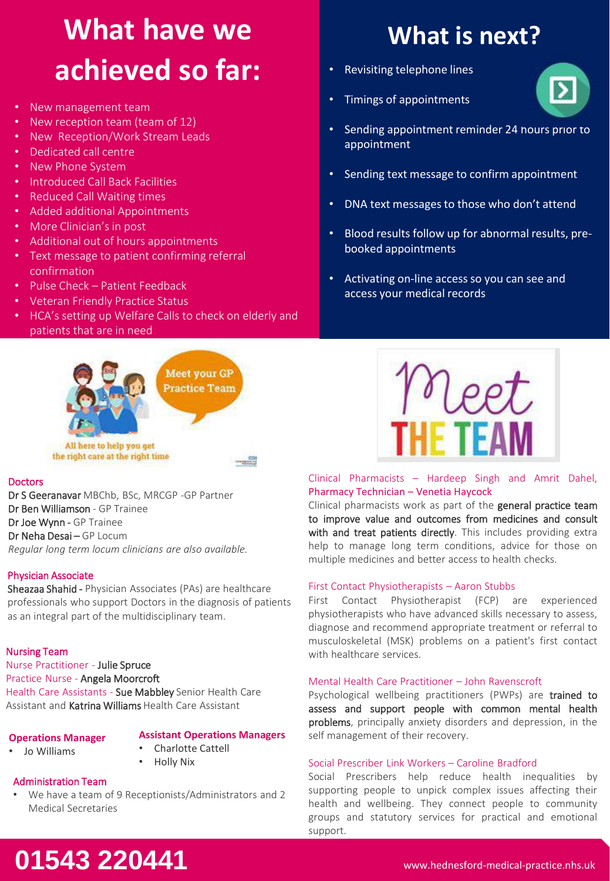# What have we achieved so far:

- New management team
- New reception team (team of 12)
- New Reception/Work Stream Leads
- Dedicated call centre
- New Phone System
- Introduced Call Back Facilities
- Reduced Call Waiting times
- Added additional Appointments
- More Clinician's in post
- Additional out of hours appointments
- Text message to patient confirming referral confirmation
- Pulse Check – Patient Feedback
- Veteran Friendly Practice Status
- HCA's setting up Welfare Calls to check on elderly and patients that are in need

# What is next?

- Revisiting telephone lines
- Timings of appointments
- Sending appointment reminder 24 hours prior to appointment
- Sending text message to confirm appointment
- DNA text messages to those who don't attend
- Blood results follow up for abnormal results, pre-booked appointments
- Activating on-line access so you can see and access your medical records

Meet your GP Practice Team

All here to help you get the right care at the right time

### Doctors

**Dr S Geeranavar** MBChb, BSc, MRCGP -GP Partner
**Dr Ben Williamson** - GP Trainee
**Dr Joe Wynn** - GP Trainee
**Dr Neha Desai** – GP Locum
*Regular long term locum clinicians are also available.*

### Physician Associate

**Sheazaa Shahid** - Physician Associates (PAs) are healthcare professionals who support Doctors in the diagnosis of patients as an integral part of the multidisciplinary team.

### Nursing Team

Nurse Practitioner - **Julie Spruce**
Practice Nurse - **Angela Moorcroft**
Health Care Assistants - **Sue Mabbley** Senior Health Care Assistant and **Katrina Williams** Health Care Assistant

### Operations Manager

- Jo Williams

### Assistant Operations Managers

- Charlotte Cattell
- Holly Nix

### Administration Team

- We have a team of 9 Receptionists/Administrators and 2 Medical Secretaries

Meet THE TEAM

### Clinical Pharmacists – Hardeep Singh and Amrit Dahel, Pharmacy Technician – Venetia Haycock

Clinical pharmacists work as part of the **general practice team to improve value and outcomes from medicines and consult with and treat patients directly**. This includes providing extra help to manage long term conditions, advice for those on multiple medicines and better access to health checks.

### First Contact Physiotherapists – Aaron Stubbs

First Contact Physiotherapist (FCP) are experienced physiotherapists who have advanced skills necessary to assess, diagnose and recommend appropriate treatment or referral to musculoskeletal (MSK) problems on a patient's first contact with healthcare services.

### Mental Health Care Practitioner – John Ravenscroft

Psychological wellbeing practitioners (PWPs) are **trained to assess and support people with common mental health problems**, principally anxiety disorders and depression, in the self management of their recovery.

### Social Prescriber Link Workers – Caroline Bradford

Social Prescribers help reduce health inequalities by supporting people to unpick complex issues affecting their health and wellbeing. They connect people to community groups and statutory services for practical and emotional support.

**01543 220441**

www.hednesford-medical-practice.nhs.uk